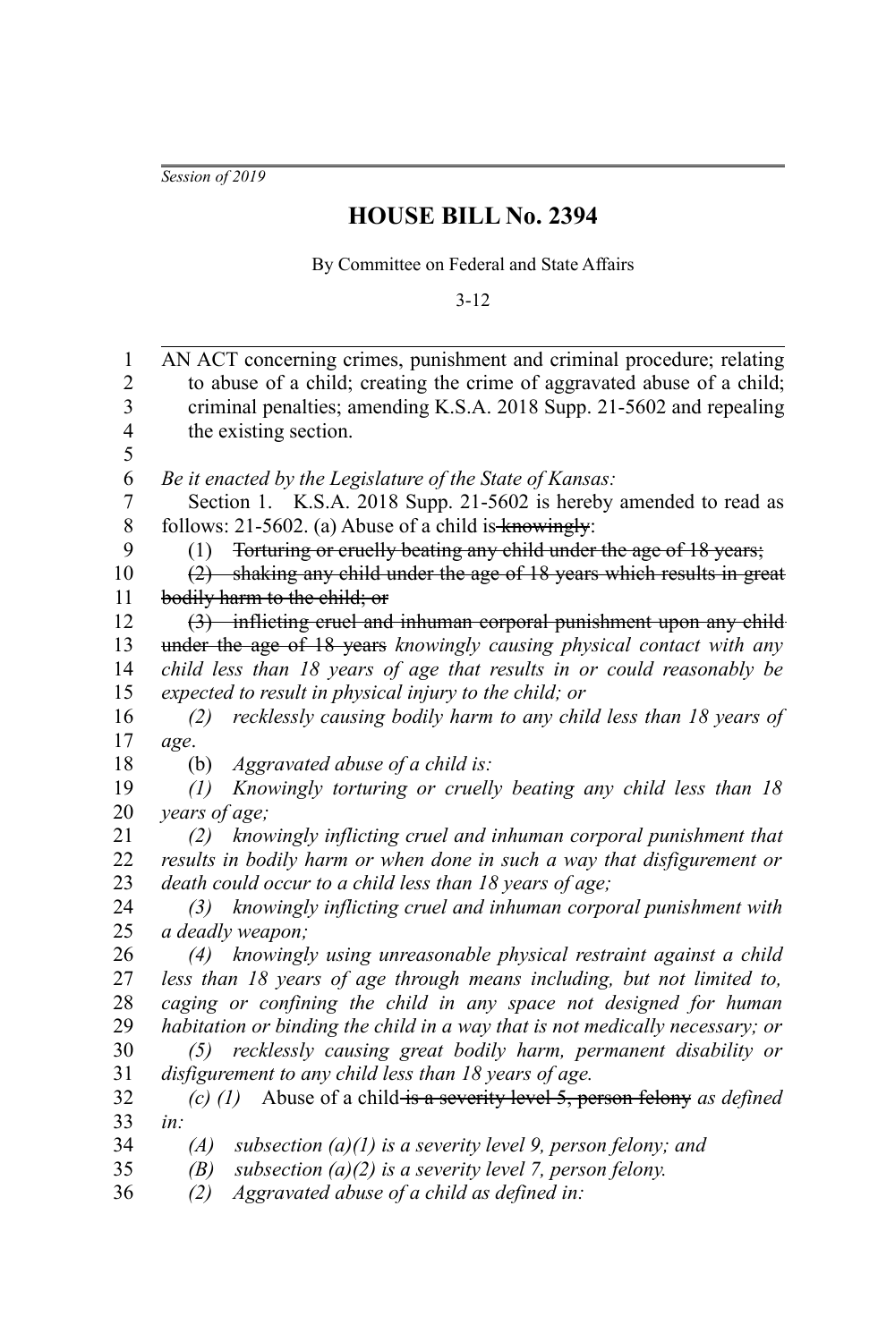*Session of 2019*

# HOUSE BILL No. 2394

By Committee on Federal and State Affairs

3-12

AN ACT concerning crimes, punishment and criminal procedure; relating to abuse of a child; creating the crime of aggravated abuse of a child; criminal penalties; amending K.S.A. 2018 Supp. 21-5602 and repealing the existing section.

*Be it enacted by the Legislature of the State of Kansas:*

Section 1. K.S.A. 2018 Supp. 21-5602 is hereby amended to read as follows: 21-5602. (a) Abuse of a child is ~~knowingly~~:

(1) ~~Torturing or cruelly beating any child under the age of 18 years;~~

~~(2) shaking any child under the age of 18 years which results in great bodily harm to the child; or~~

~~(3) inflicting cruel and inhuman corporal punishment upon any child under the age of 18 years~~ *knowingly causing physical contact with any child less than 18 years of age that results in or could reasonably be expected to result in physical injury to the child; or*

*(2) recklessly causing bodily harm to any child less than 18 years of age*.

(b) *Aggravated abuse of a child is:*

*(1) Knowingly torturing or cruelly beating any child less than 18 years of age;*

*(2) knowingly inflicting cruel and inhuman corporal punishment that results in bodily harm or when done in such a way that disfigurement or death could occur to a child less than 18 years of age;*

*(3) knowingly inflicting cruel and inhuman corporal punishment with a deadly weapon;*

*(4) knowingly using unreasonable physical restraint against a child less than 18 years of age through means including, but not limited to, caging or confining the child in any space not designed for human habitation or binding the child in a way that is not medically necessary; or*

*(5) recklessly causing great bodily harm, permanent disability or disfigurement to any child less than 18 years of age.*

*(c) (1)* Abuse of a child ~~is a severity level 5, person felony~~ *as defined in:*

*(A) subsection (a)(1) is a severity level 9, person felony; and*

*(B) subsection (a)(2) is a severity level 7, person felony.*

*(2) Aggravated abuse of a child as defined in:*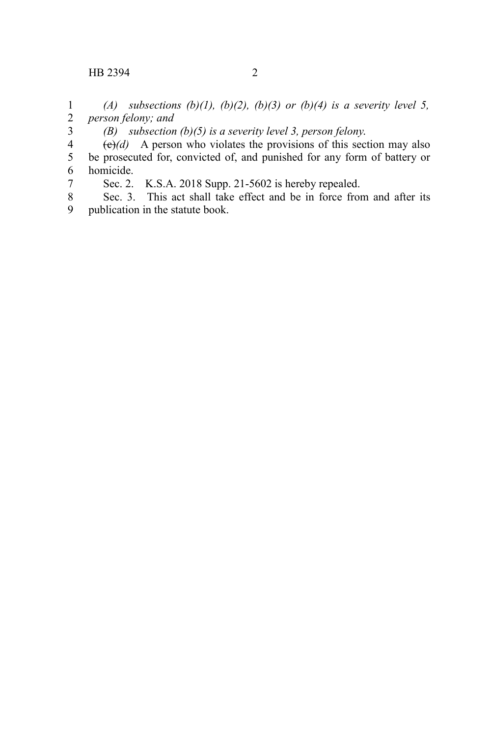*(A) subsections (b)(1), (b)(2), (b)(3) or (b)(4) is a severity level 5, person felony; and*

*(B) subsection (b)(5) is a severity level 3, person felony.*

~~(c)~~*(d)* A person who violates the provisions of this section may also be prosecuted for, convicted of, and punished for any form of battery or homicide.

Sec. 2. K.S.A. 2018 Supp. 21-5602 is hereby repealed.

Sec. 3. This act shall take effect and be in force from and after its publication in the statute book.